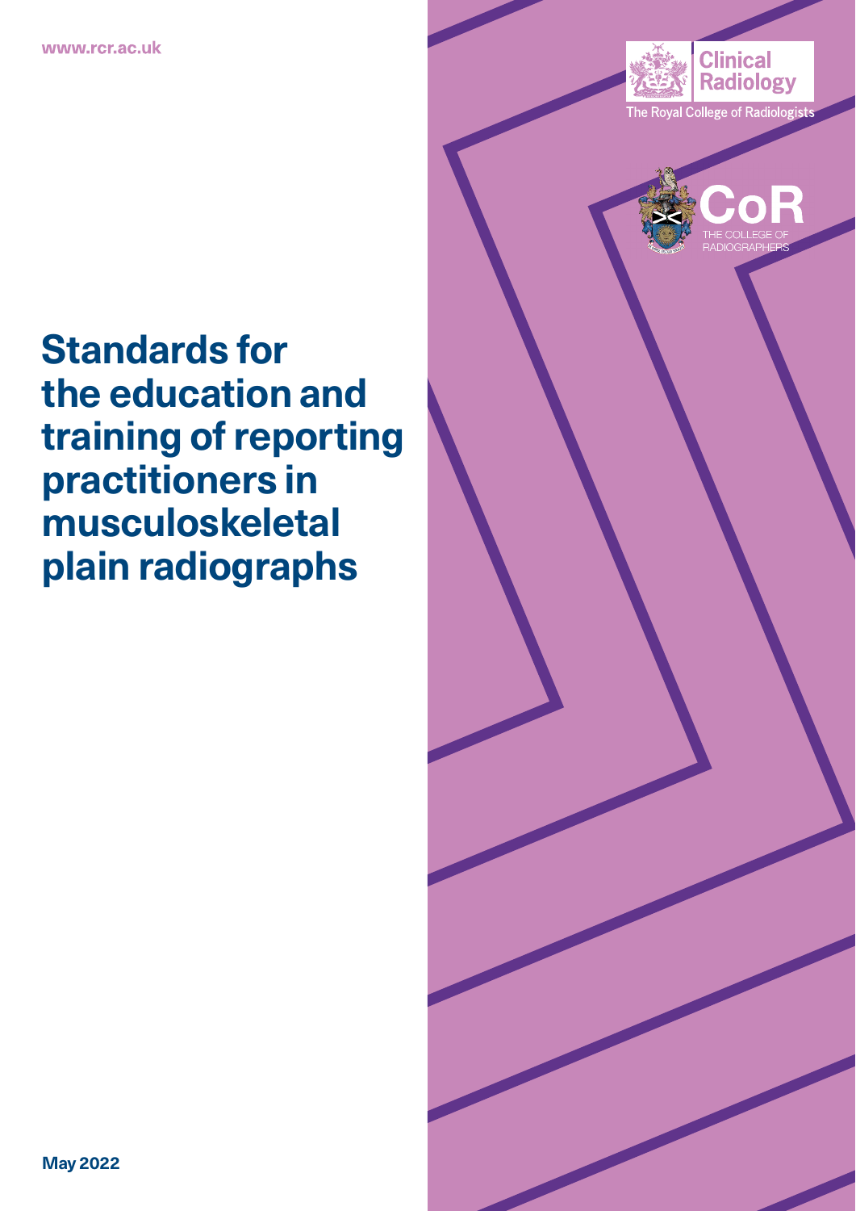www.rcr.ac.uk

Clinical Radiology
The Royal College of Radiologists

CoR
THE COLLEGE OF RADIOGRAPHERS

# Standards for the education and training of reporting practitioners in musculoskeletal plain radiographs

May 2022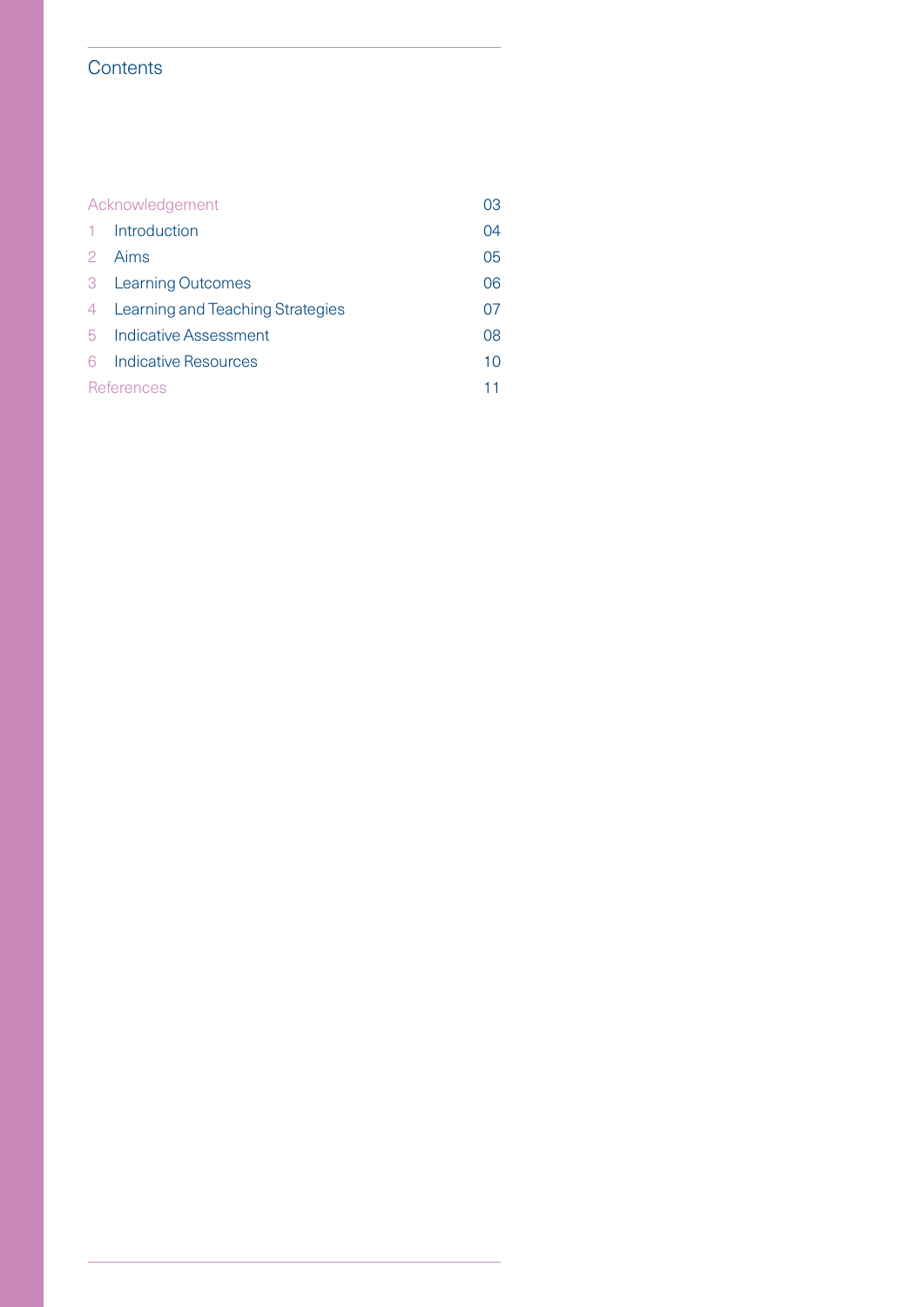# Contents

| | | |
|---|---|---|
| Acknowledgement | | 03 |
| 1 | Introduction | 04 |
| 2 | Aims | 05 |
| 3 | Learning Outcomes | 06 |
| 4 | Learning and Teaching Strategies | 07 |
| 5 | Indicative Assessment | 08 |
| 6 | Indicative Resources | 10 |
| References | | 11 |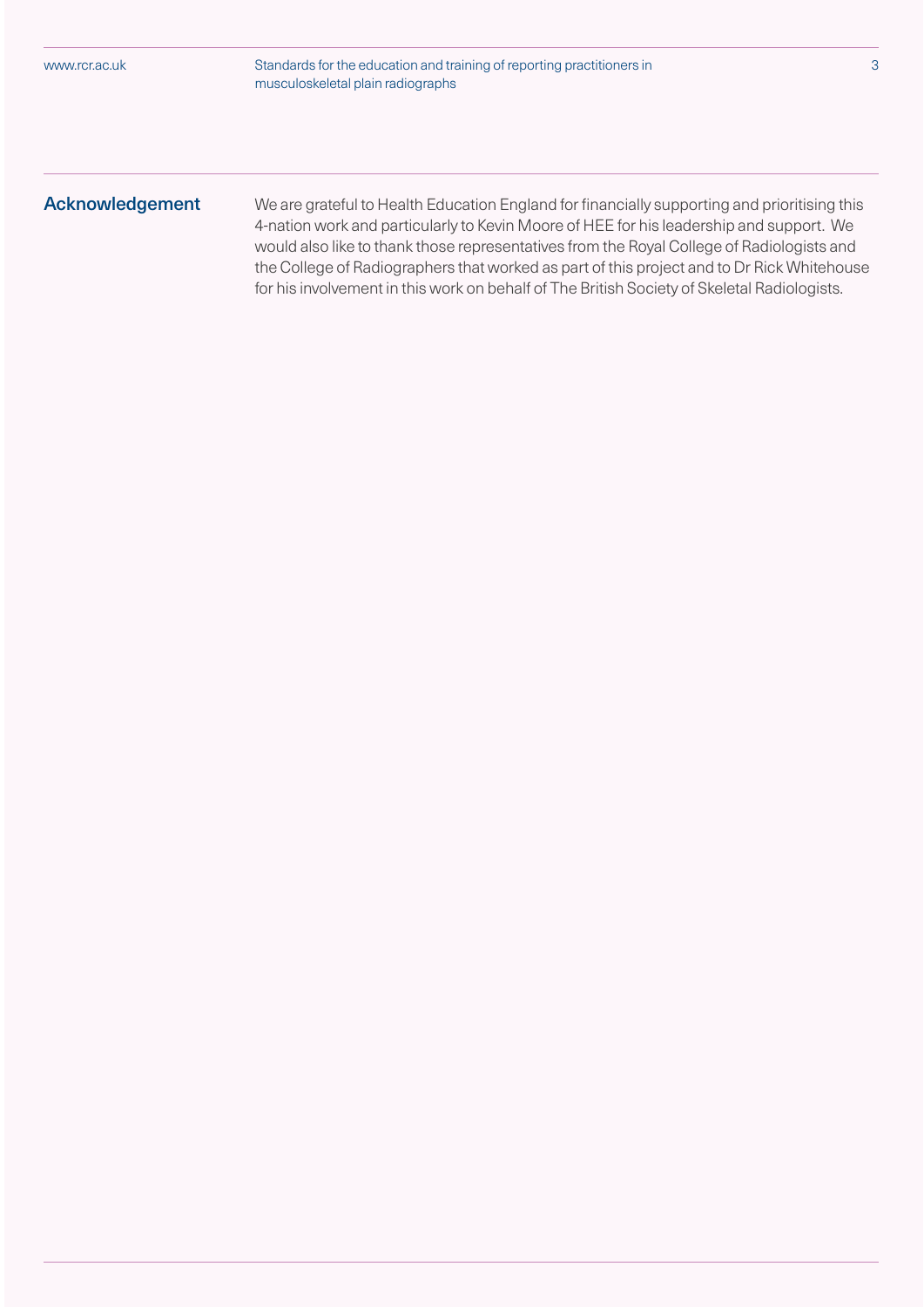## Acknowledgement

We are grateful to Health Education England for financially supporting and prioritising this 4-nation work and particularly to Kevin Moore of HEE for his leadership and support. We would also like to thank those representatives from the Royal College of Radiologists and the College of Radiographers that worked as part of this project and to Dr Rick Whitehouse for his involvement in this work on behalf of The British Society of Skeletal Radiologists.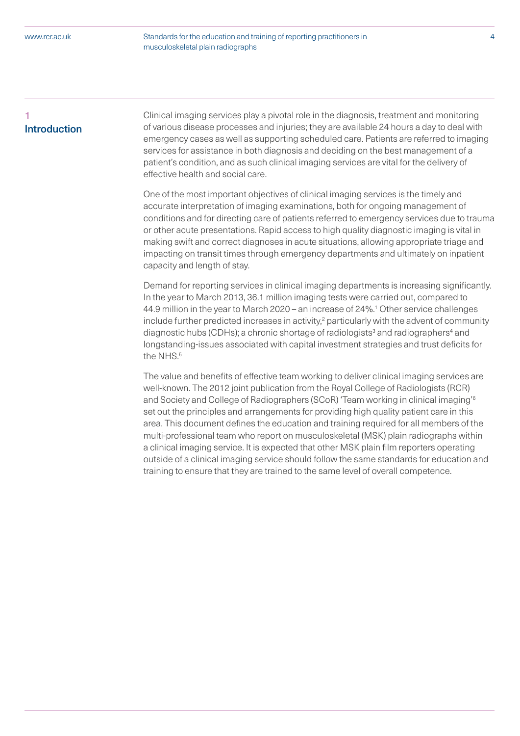# 1 Introduction

Clinical imaging services play a pivotal role in the diagnosis, treatment and monitoring of various disease processes and injuries; they are available 24 hours a day to deal with emergency cases as well as supporting scheduled care. Patients are referred to imaging services for assistance in both diagnosis and deciding on the best management of a patient's condition, and as such clinical imaging services are vital for the delivery of effective health and social care.

One of the most important objectives of clinical imaging services is the timely and accurate interpretation of imaging examinations, both for ongoing management of conditions and for directing care of patients referred to emergency services due to trauma or other acute presentations. Rapid access to high quality diagnostic imaging is vital in making swift and correct diagnoses in acute situations, allowing appropriate triage and impacting on transit times through emergency departments and ultimately on inpatient capacity and length of stay.

Demand for reporting services in clinical imaging departments is increasing significantly. In the year to March 2013, 36.1 million imaging tests were carried out, compared to 44.9 million in the year to March 2020 – an increase of 24%.[1] Other service challenges include further predicted increases in activity,[2] particularly with the advent of community diagnostic hubs (CDHs); a chronic shortage of radiologists[3] and radiographers[4] and longstanding-issues associated with capital investment strategies and trust deficits for the NHS.[5]

The value and benefits of effective team working to deliver clinical imaging services are well-known. The 2012 joint publication from the Royal College of Radiologists (RCR) and Society and College of Radiographers (SCoR) 'Team working in clinical imaging'[6] set out the principles and arrangements for providing high quality patient care in this area. This document defines the education and training required for all members of the multi-professional team who report on musculoskeletal (MSK) plain radiographs within a clinical imaging service. It is expected that other MSK plain film reporters operating outside of a clinical imaging service should follow the same standards for education and training to ensure that they are trained to the same level of overall competence.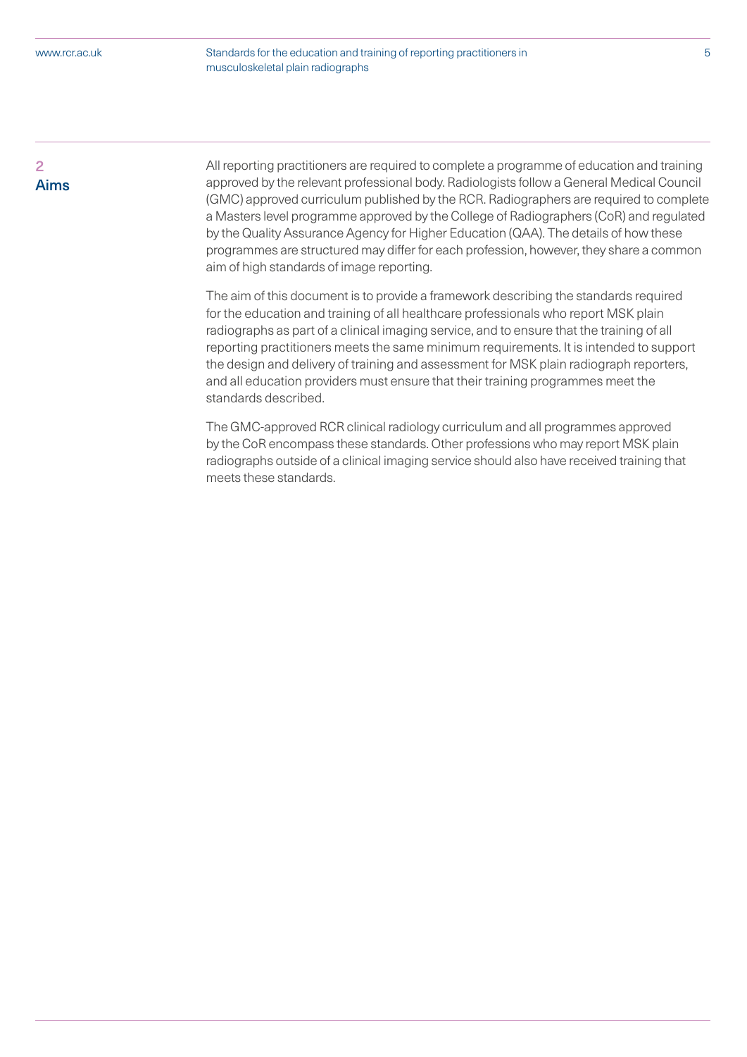## 2 Aims

All reporting practitioners are required to complete a programme of education and training approved by the relevant professional body. Radiologists follow a General Medical Council (GMC) approved curriculum published by the RCR. Radiographers are required to complete a Masters level programme approved by the College of Radiographers (CoR) and regulated by the Quality Assurance Agency for Higher Education (QAA). The details of how these programmes are structured may differ for each profession, however, they share a common aim of high standards of image reporting.

The aim of this document is to provide a framework describing the standards required for the education and training of all healthcare professionals who report MSK plain radiographs as part of a clinical imaging service, and to ensure that the training of all reporting practitioners meets the same minimum requirements. It is intended to support the design and delivery of training and assessment for MSK plain radiograph reporters, and all education providers must ensure that their training programmes meet the standards described.

The GMC-approved RCR clinical radiology curriculum and all programmes approved by the CoR encompass these standards. Other professions who may report MSK plain radiographs outside of a clinical imaging service should also have received training that meets these standards.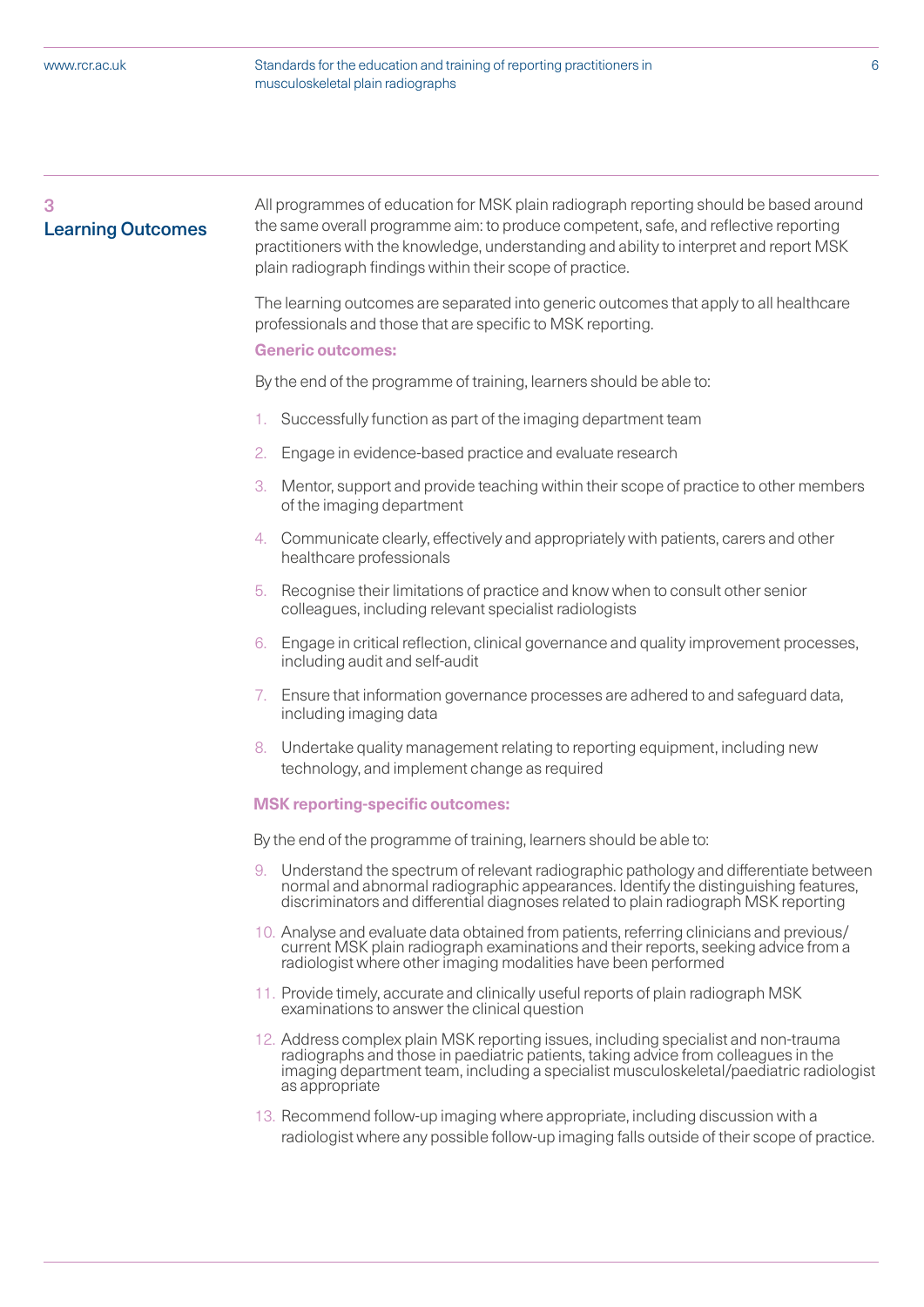## 3 Learning Outcomes

All programmes of education for MSK plain radiograph reporting should be based around the same overall programme aim: to produce competent, safe, and reflective reporting practitioners with the knowledge, understanding and ability to interpret and report MSK plain radiograph findings within their scope of practice.

The learning outcomes are separated into generic outcomes that apply to all healthcare professionals and those that are specific to MSK reporting.

**Generic outcomes:**

By the end of the programme of training, learners should be able to:

1. Successfully function as part of the imaging department team
2. Engage in evidence-based practice and evaluate research
3. Mentor, support and provide teaching within their scope of practice to other members of the imaging department
4. Communicate clearly, effectively and appropriately with patients, carers and other healthcare professionals
5. Recognise their limitations of practice and know when to consult other senior colleagues, including relevant specialist radiologists
6. Engage in critical reflection, clinical governance and quality improvement processes, including audit and self-audit
7. Ensure that information governance processes are adhered to and safeguard data, including imaging data
8. Undertake quality management relating to reporting equipment, including new technology, and implement change as required

**MSK reporting-specific outcomes:**

By the end of the programme of training, learners should be able to:

9. Understand the spectrum of relevant radiographic pathology and differentiate between normal and abnormal radiographic appearances. Identify the distinguishing features, discriminators and differential diagnoses related to plain radiograph MSK reporting
10. Analyse and evaluate data obtained from patients, referring clinicians and previous/current MSK plain radiograph examinations and their reports, seeking advice from a radiologist where other imaging modalities have been performed
11. Provide timely, accurate and clinically useful reports of plain radiograph MSK examinations to answer the clinical question
12. Address complex plain MSK reporting issues, including specialist and non-trauma radiographs and those in paediatric patients, taking advice from colleagues in the imaging department team, including a specialist musculoskeletal/paediatric radiologist as appropriate
13. Recommend follow-up imaging where appropriate, including discussion with a radiologist where any possible follow-up imaging falls outside of their scope of practice.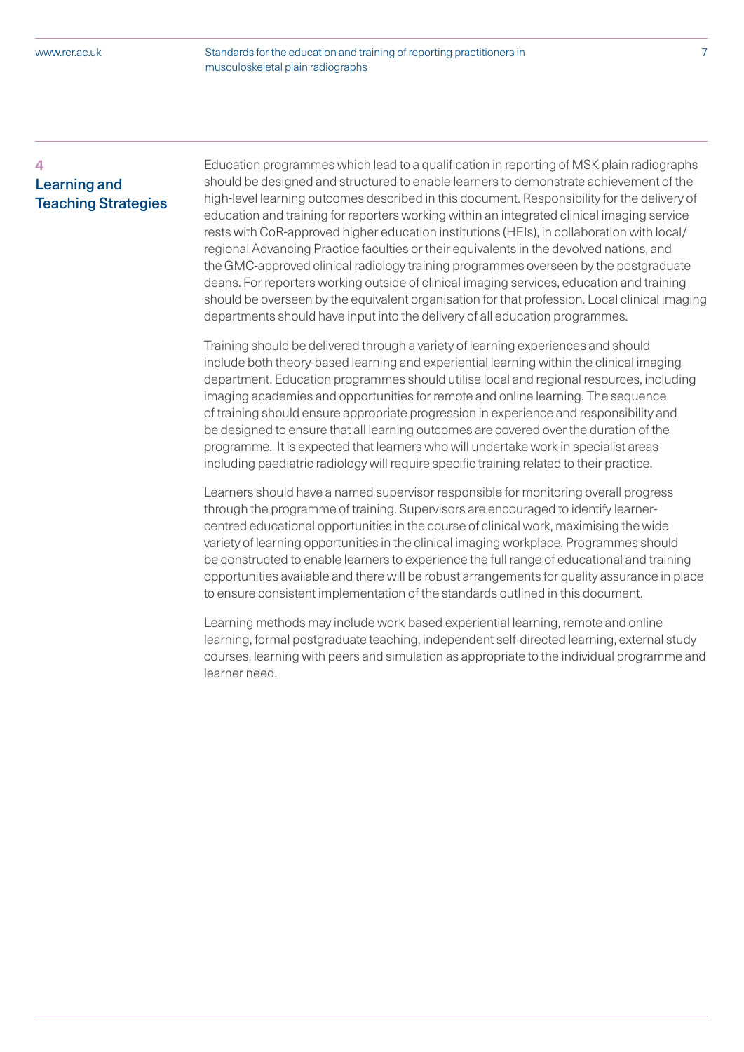## 4 Learning and Teaching Strategies

Education programmes which lead to a qualification in reporting of MSK plain radiographs should be designed and structured to enable learners to demonstrate achievement of the high-level learning outcomes described in this document. Responsibility for the delivery of education and training for reporters working within an integrated clinical imaging service rests with CoR-approved higher education institutions (HEIs), in collaboration with local/regional Advancing Practice faculties or their equivalents in the devolved nations, and the GMC-approved clinical radiology training programmes overseen by the postgraduate deans. For reporters working outside of clinical imaging services, education and training should be overseen by the equivalent organisation for that profession. Local clinical imaging departments should have input into the delivery of all education programmes.

Training should be delivered through a variety of learning experiences and should include both theory-based learning and experiential learning within the clinical imaging department. Education programmes should utilise local and regional resources, including imaging academies and opportunities for remote and online learning. The sequence of training should ensure appropriate progression in experience and responsibility and be designed to ensure that all learning outcomes are covered over the duration of the programme. It is expected that learners who will undertake work in specialist areas including paediatric radiology will require specific training related to their practice.

Learners should have a named supervisor responsible for monitoring overall progress through the programme of training. Supervisors are encouraged to identify learner-centred educational opportunities in the course of clinical work, maximising the wide variety of learning opportunities in the clinical imaging workplace. Programmes should be constructed to enable learners to experience the full range of educational and training opportunities available and there will be robust arrangements for quality assurance in place to ensure consistent implementation of the standards outlined in this document.

Learning methods may include work-based experiential learning, remote and online learning, formal postgraduate teaching, independent self-directed learning, external study courses, learning with peers and simulation as appropriate to the individual programme and learner need.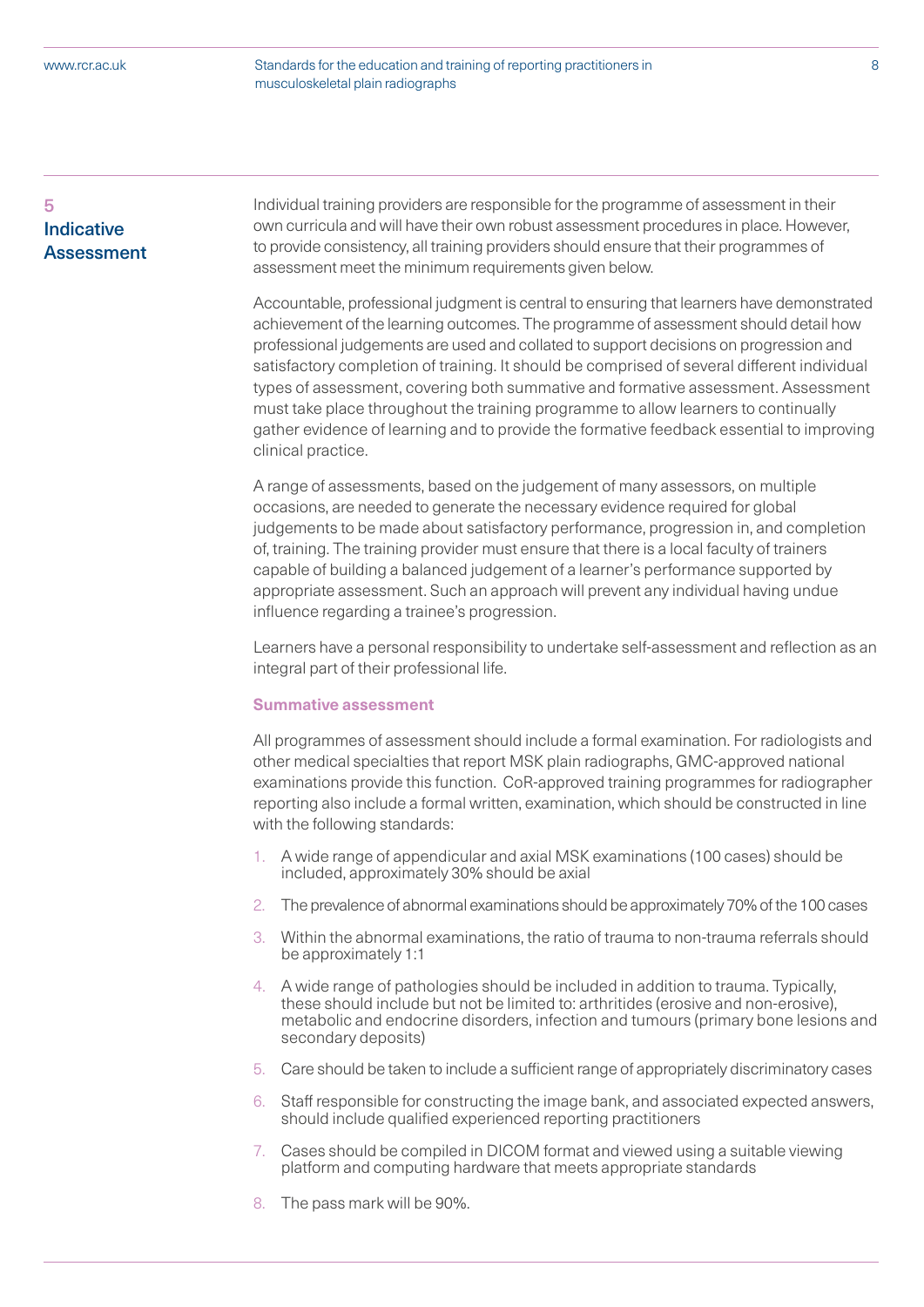## 5 Indicative Assessment

Individual training providers are responsible for the programme of assessment in their own curricula and will have their own robust assessment procedures in place. However, to provide consistency, all training providers should ensure that their programmes of assessment meet the minimum requirements given below.

Accountable, professional judgment is central to ensuring that learners have demonstrated achievement of the learning outcomes. The programme of assessment should detail how professional judgements are used and collated to support decisions on progression and satisfactory completion of training. It should be comprised of several different individual types of assessment, covering both summative and formative assessment. Assessment must take place throughout the training programme to allow learners to continually gather evidence of learning and to provide the formative feedback essential to improving clinical practice.

A range of assessments, based on the judgement of many assessors, on multiple occasions, are needed to generate the necessary evidence required for global judgements to be made about satisfactory performance, progression in, and completion of, training. The training provider must ensure that there is a local faculty of trainers capable of building a balanced judgement of a learner's performance supported by appropriate assessment. Such an approach will prevent any individual having undue influence regarding a trainee's progression.

Learners have a personal responsibility to undertake self-assessment and reflection as an integral part of their professional life.

### Summative assessment

All programmes of assessment should include a formal examination. For radiologists and other medical specialties that report MSK plain radiographs, GMC-approved national examinations provide this function. CoR-approved training programmes for radiographer reporting also include a formal written, examination, which should be constructed in line with the following standards:

1. A wide range of appendicular and axial MSK examinations (100 cases) should be included, approximately 30% should be axial
2. The prevalence of abnormal examinations should be approximately 70% of the 100 cases
3. Within the abnormal examinations, the ratio of trauma to non-trauma referrals should be approximately 1:1
4. A wide range of pathologies should be included in addition to trauma. Typically, these should include but not be limited to: arthritides (erosive and non-erosive), metabolic and endocrine disorders, infection and tumours (primary bone lesions and secondary deposits)
5. Care should be taken to include a sufficient range of appropriately discriminatory cases
6. Staff responsible for constructing the image bank, and associated expected answers, should include qualified experienced reporting practitioners
7. Cases should be compiled in DICOM format and viewed using a suitable viewing platform and computing hardware that meets appropriate standards
8. The pass mark will be 90%.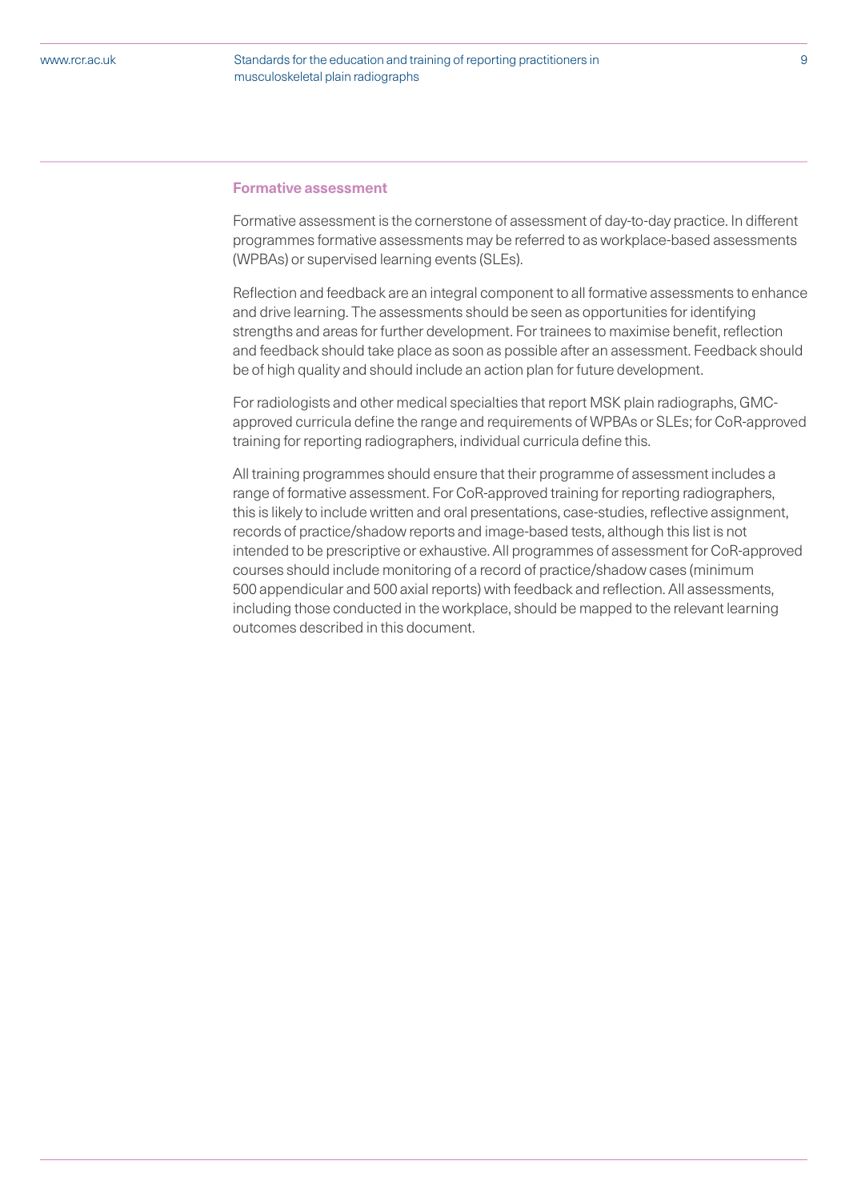### Formative assessment

Formative assessment is the cornerstone of assessment of day-to-day practice. In different programmes formative assessments may be referred to as workplace-based assessments (WPBAs) or supervised learning events (SLEs).

Reflection and feedback are an integral component to all formative assessments to enhance and drive learning. The assessments should be seen as opportunities for identifying strengths and areas for further development. For trainees to maximise benefit, reflection and feedback should take place as soon as possible after an assessment. Feedback should be of high quality and should include an action plan for future development.

For radiologists and other medical specialties that report MSK plain radiographs, GMC-approved curricula define the range and requirements of WPBAs or SLEs; for CoR-approved training for reporting radiographers, individual curricula define this.

All training programmes should ensure that their programme of assessment includes a range of formative assessment. For CoR-approved training for reporting radiographers, this is likely to include written and oral presentations, case-studies, reflective assignment, records of practice/shadow reports and image-based tests, although this list is not intended to be prescriptive or exhaustive. All programmes of assessment for CoR-approved courses should include monitoring of a record of practice/shadow cases (minimum 500 appendicular and 500 axial reports) with feedback and reflection. All assessments, including those conducted in the workplace, should be mapped to the relevant learning outcomes described in this document.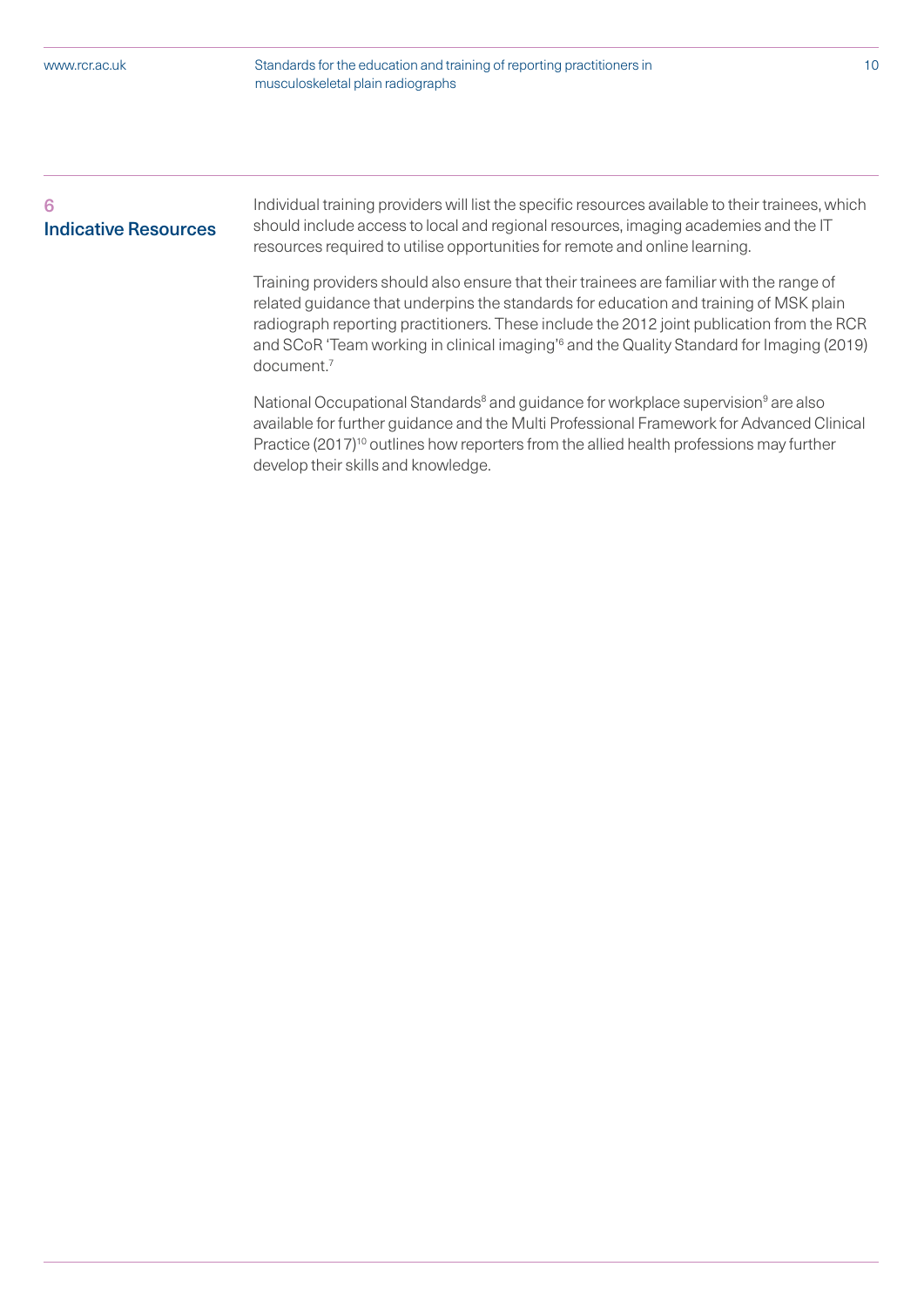## 6 Indicative Resources

Individual training providers will list the specific resources available to their trainees, which should include access to local and regional resources, imaging academies and the IT resources required to utilise opportunities for remote and online learning.

Training providers should also ensure that their trainees are familiar with the range of related guidance that underpins the standards for education and training of MSK plain radiograph reporting practitioners. These include the 2012 joint publication from the RCR and SCoR 'Team working in clinical imaging'[6] and the Quality Standard for Imaging (2019) document.[7]

National Occupational Standards[8] and guidance for workplace supervision[9] are also available for further guidance and the Multi Professional Framework for Advanced Clinical Practice (2017)[10] outlines how reporters from the allied health professions may further develop their skills and knowledge.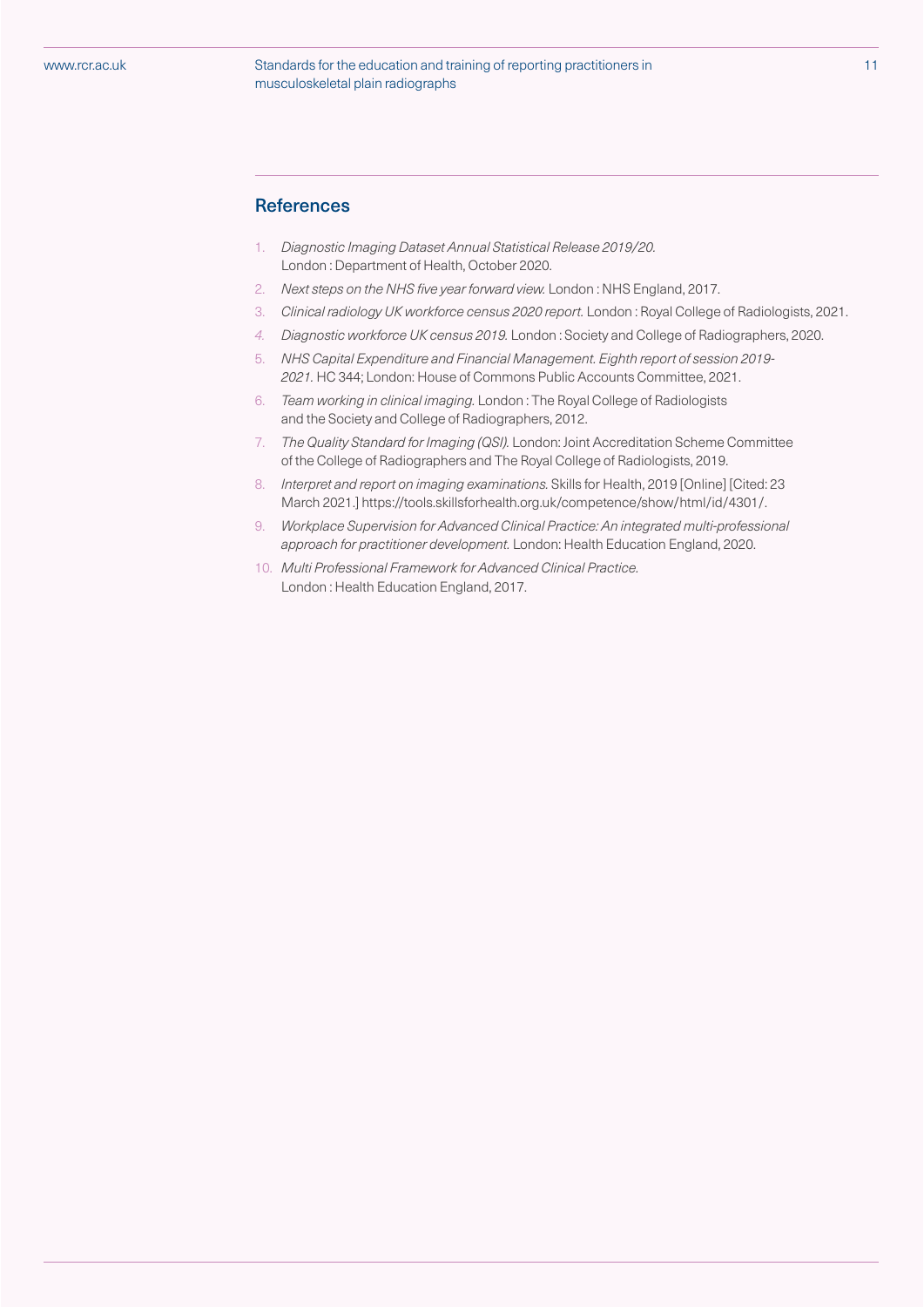## References

1. *Diagnostic Imaging Dataset Annual Statistical Release 2019/20.* London : Department of Health, October 2020.
2. *Next steps on the NHS five year forward view.* London : NHS England, 2017.
3. *Clinical radiology UK workforce census 2020 report.* London : Royal College of Radiologists, 2021.
4. *Diagnostic workforce UK census 2019.* London : Society and College of Radiographers, 2020.
5. *NHS Capital Expenditure and Financial Management. Eighth report of session 2019-2021.* HC 344; London: House of Commons Public Accounts Committee, 2021.
6. *Team working in clinical imaging.* London : The Royal College of Radiologists and the Society and College of Radiographers, 2012.
7. *The Quality Standard for Imaging (QSI).* London: Joint Accreditation Scheme Committee of the College of Radiographers and The Royal College of Radiologists, 2019.
8. *Interpret and report on imaging examinations.* Skills for Health, 2019 [Online] [Cited: 23 March 2021.] https://tools.skillsforhealth.org.uk/competence/show/html/id/4301/.
9. *Workplace Supervision for Advanced Clinical Practice: An integrated multi-professional approach for practitioner development.* London: Health Education England, 2020.
10. *Multi Professional Framework for Advanced Clinical Practice.* London : Health Education England, 2017.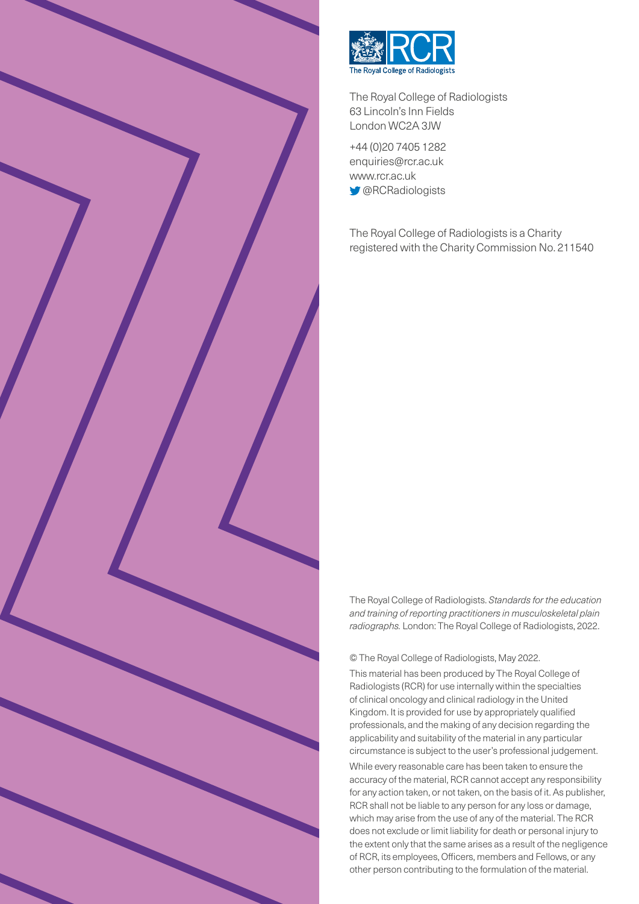The Royal College of Radiologists

The Royal College of Radiologists
63 Lincoln's Inn Fields
London WC2A 3JW

+44 (0)20 7405 1282
enquiries@rcr.ac.uk
www.rcr.ac.uk
@RCRadiologists

The Royal College of Radiologists is a Charity registered with the Charity Commission No. 211540

The Royal College of Radiologists. *Standards for the education and training of reporting practitioners in musculoskeletal plain radiographs.* London: The Royal College of Radiologists, 2022.

© The Royal College of Radiologists, May 2022.

This material has been produced by The Royal College of Radiologists (RCR) for use internally within the specialties of clinical oncology and clinical radiology in the United Kingdom. It is provided for use by appropriately qualified professionals, and the making of any decision regarding the applicability and suitability of the material in any particular circumstance is subject to the user's professional judgement.

While every reasonable care has been taken to ensure the accuracy of the material, RCR cannot accept any responsibility for any action taken, or not taken, on the basis of it. As publisher, RCR shall not be liable to any person for any loss or damage, which may arise from the use of any of the material. The RCR does not exclude or limit liability for death or personal injury to the extent only that the same arises as a result of the negligence of RCR, its employees, Officers, members and Fellows, or any other person contributing to the formulation of the material.